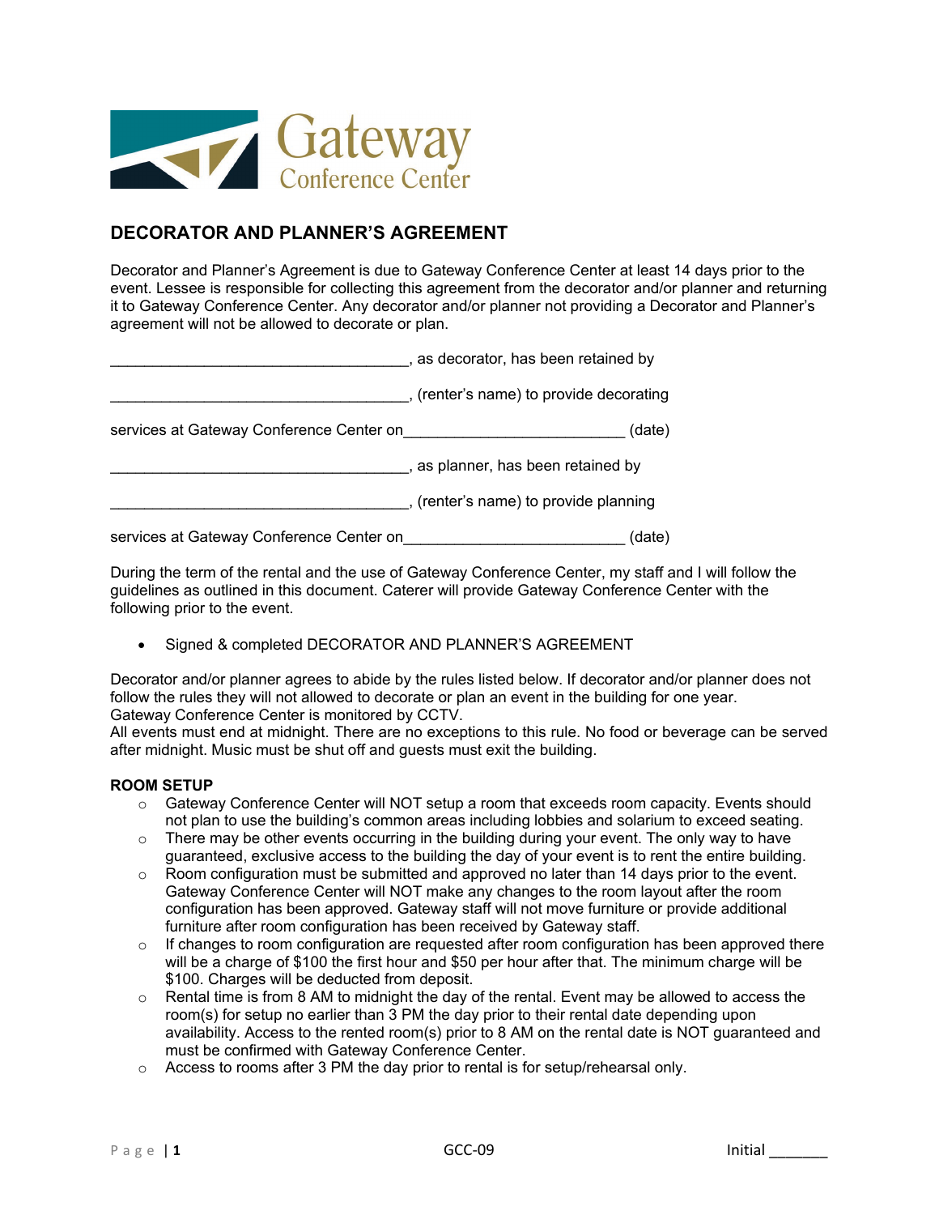Gateway Conference Center

## DECORATOR AND PLANNER'S AGREEMENT

Decorator and Planner's Agreement is due to Gateway Conference Center at least 14 days prior to the event. Lessee is responsible for collecting this agreement from the decorator and/or planner and returning it to Gateway Conference Center. Any decorator and/or planner not providing a Decorator and Planner's agreement will not be allowed to decorate or plan.

___________________________________, as decorator, has been retained by

___________________________________, (renter's name) to provide decorating

services at Gateway Conference Center on_________________________ (date)

___________________________________, as planner, has been retained by

___________________________________, (renter's name) to provide planning

services at Gateway Conference Center on_________________________ (date)

During the term of the rental and the use of Gateway Conference Center, my staff and I will follow the guidelines as outlined in this document. Caterer will provide Gateway Conference Center with the following prior to the event.

- Signed & completed DECORATOR AND PLANNER'S AGREEMENT

Decorator and/or planner agrees to abide by the rules listed below. If decorator and/or planner does not follow the rules they will not allowed to decorate or plan an event in the building for one year.
Gateway Conference Center is monitored by CCTV.
All events must end at midnight. There are no exceptions to this rule. No food or beverage can be served after midnight. Music must be shut off and guests must exit the building.

### ROOM SETUP

- Gateway Conference Center will NOT setup a room that exceeds room capacity. Events should not plan to use the building's common areas including lobbies and solarium to exceed seating.
- There may be other events occurring in the building during your event. The only way to have guaranteed, exclusive access to the building the day of your event is to rent the entire building.
- Room configuration must be submitted and approved no later than 14 days prior to the event. Gateway Conference Center will NOT make any changes to the room layout after the room configuration has been approved. Gateway staff will not move furniture or provide additional furniture after room configuration has been received by Gateway staff.
- If changes to room configuration are requested after room configuration has been approved there will be a charge of $100 the first hour and $50 per hour after that. The minimum charge will be $100. Charges will be deducted from deposit.
- Rental time is from 8 AM to midnight the day of the rental. Event may be allowed to access the room(s) for setup no earlier than 3 PM the day prior to their rental date depending upon availability. Access to the rented room(s) prior to 8 AM on the rental date is NOT guaranteed and must be confirmed with Gateway Conference Center.
- Access to rooms after 3 PM the day prior to rental is for setup/rehearsal only.

GCC-09 Initial _______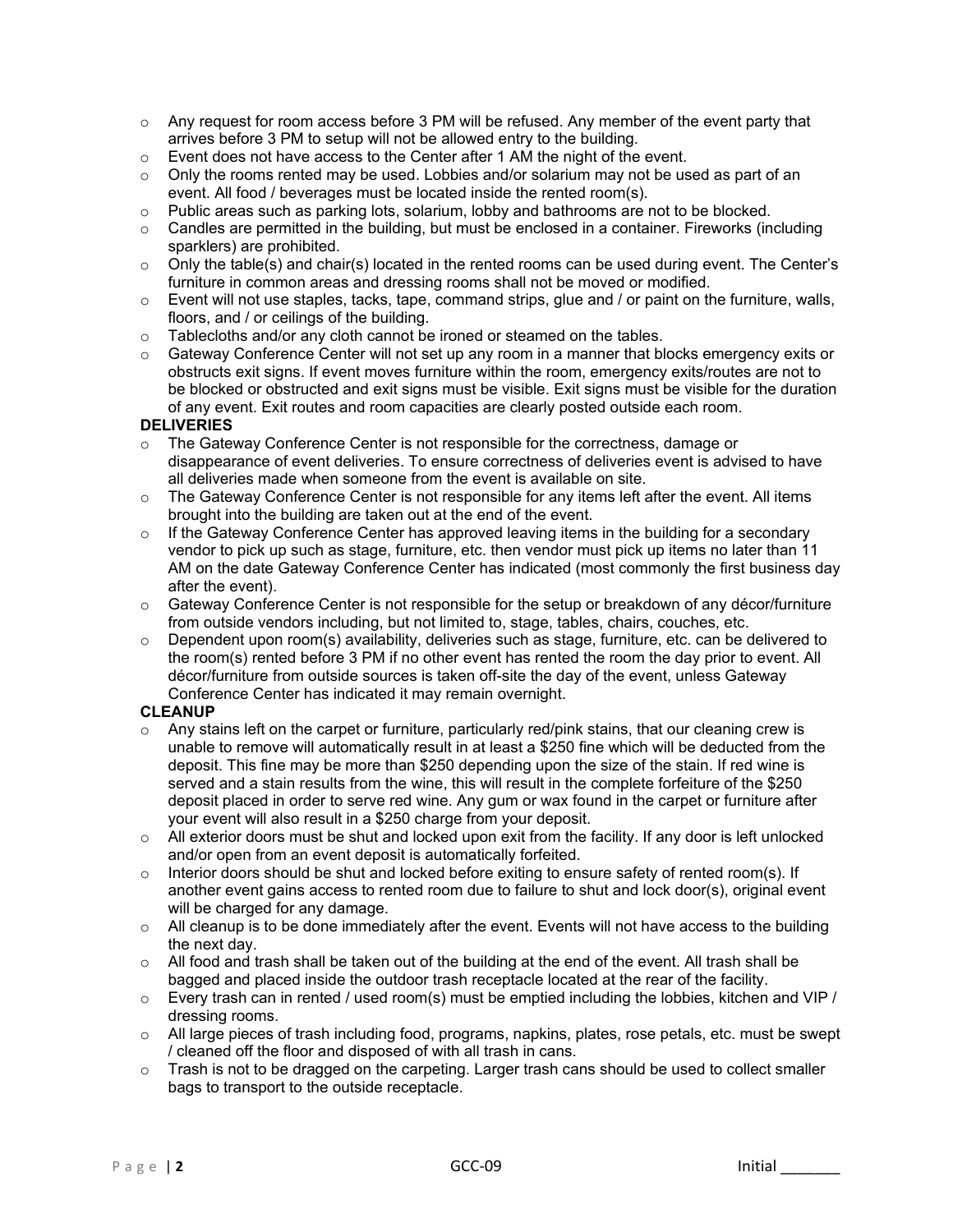- Any request for room access before 3 PM will be refused. Any member of the event party that arrives before 3 PM to setup will not be allowed entry to the building.
- Event does not have access to the Center after 1 AM the night of the event.
- Only the rooms rented may be used. Lobbies and/or solarium may not be used as part of an event. All food / beverages must be located inside the rented room(s).
- Public areas such as parking lots, solarium, lobby and bathrooms are not to be blocked.
- Candles are permitted in the building, but must be enclosed in a container. Fireworks (including sparklers) are prohibited.
- Only the table(s) and chair(s) located in the rented rooms can be used during event. The Center's furniture in common areas and dressing rooms shall not be moved or modified.
- Event will not use staples, tacks, tape, command strips, glue and / or paint on the furniture, walls, floors, and / or ceilings of the building.
- Tablecloths and/or any cloth cannot be ironed or steamed on the tables.
- Gateway Conference Center will not set up any room in a manner that blocks emergency exits or obstructs exit signs. If event moves furniture within the room, emergency exits/routes are not to be blocked or obstructed and exit signs must be visible. Exit signs must be visible for the duration of any event. Exit routes and room capacities are clearly posted outside each room.

**DELIVERIES**

- The Gateway Conference Center is not responsible for the correctness, damage or disappearance of event deliveries. To ensure correctness of deliveries event is advised to have all deliveries made when someone from the event is available on site.
- The Gateway Conference Center is not responsible for any items left after the event. All items brought into the building are taken out at the end of the event.
- If the Gateway Conference Center has approved leaving items in the building for a secondary vendor to pick up such as stage, furniture, etc. then vendor must pick up items no later than 11 AM on the date Gateway Conference Center has indicated (most commonly the first business day after the event).
- Gateway Conference Center is not responsible for the setup or breakdown of any décor/furniture from outside vendors including, but not limited to, stage, tables, chairs, couches, etc.
- Dependent upon room(s) availability, deliveries such as stage, furniture, etc. can be delivered to the room(s) rented before 3 PM if no other event has rented the room the day prior to event. All décor/furniture from outside sources is taken off-site the day of the event, unless Gateway Conference Center has indicated it may remain overnight.

**CLEANUP**

- Any stains left on the carpet or furniture, particularly red/pink stains, that our cleaning crew is unable to remove will automatically result in at least a $250 fine which will be deducted from the deposit. This fine may be more than $250 depending upon the size of the stain. If red wine is served and a stain results from the wine, this will result in the complete forfeiture of the $250 deposit placed in order to serve red wine. Any gum or wax found in the carpet or furniture after your event will also result in a $250 charge from your deposit.
- All exterior doors must be shut and locked upon exit from the facility. If any door is left unlocked and/or open from an event deposit is automatically forfeited.
- Interior doors should be shut and locked before exiting to ensure safety of rented room(s). If another event gains access to rented room due to failure to shut and lock door(s), original event will be charged for any damage.
- All cleanup is to be done immediately after the event. Events will not have access to the building the next day.
- All food and trash shall be taken out of the building at the end of the event. All trash shall be bagged and placed inside the outdoor trash receptacle located at the rear of the facility.
- Every trash can in rented / used room(s) must be emptied including the lobbies, kitchen and VIP / dressing rooms.
- All large pieces of trash including food, programs, napkins, plates, rose petals, etc. must be swept / cleaned off the floor and disposed of with all trash in cans.
- Trash is not to be dragged on the carpeting. Larger trash cans should be used to collect smaller bags to transport to the outside receptacle.

GCC-09 Initial _______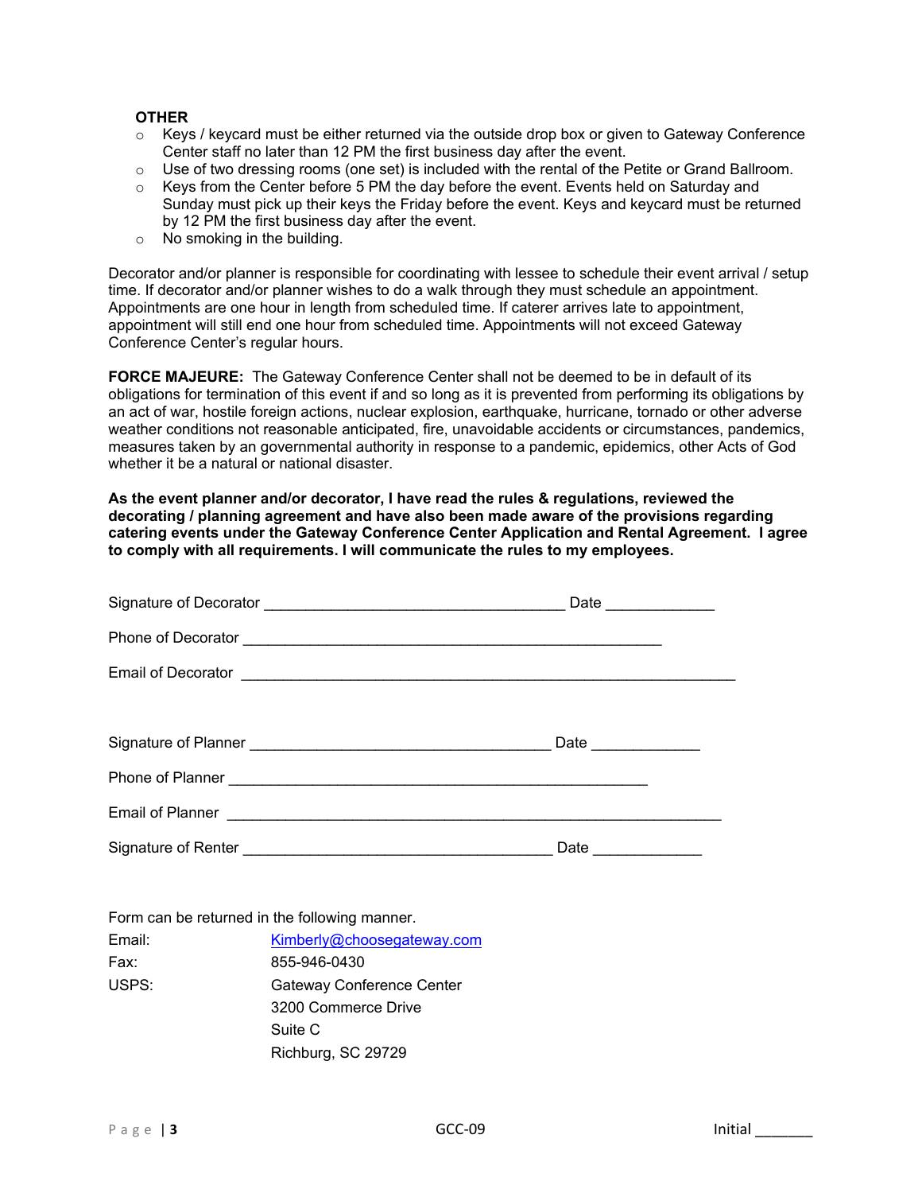**OTHER**

- Keys / keycard must be either returned via the outside drop box or given to Gateway Conference Center staff no later than 12 PM the first business day after the event.
- Use of two dressing rooms (one set) is included with the rental of the Petite or Grand Ballroom.
- Keys from the Center before 5 PM the day before the event. Events held on Saturday and Sunday must pick up their keys the Friday before the event. Keys and keycard must be returned by 12 PM the first business day after the event.
- No smoking in the building.

Decorator and/or planner is responsible for coordinating with lessee to schedule their event arrival / setup time. If decorator and/or planner wishes to do a walk through they must schedule an appointment. Appointments are one hour in length from scheduled time. If caterer arrives late to appointment, appointment will still end one hour from scheduled time. Appointments will not exceed Gateway Conference Center's regular hours.

**FORCE MAJEURE:** The Gateway Conference Center shall not be deemed to be in default of its obligations for termination of this event if and so long as it is prevented from performing its obligations by an act of war, hostile foreign actions, nuclear explosion, earthquake, hurricane, tornado or other adverse weather conditions not reasonable anticipated, fire, unavoidable accidents or circumstances, pandemics, measures taken by an governmental authority in response to a pandemic, epidemics, other Acts of God whether it be a natural or national disaster.

**As the event planner and/or decorator, I have read the rules & regulations, reviewed the decorating / planning agreement and have also been made aware of the provisions regarding catering events under the Gateway Conference Center Application and Rental Agreement. I agree to comply with all requirements. I will communicate the rules to my employees.**

Signature of Decorator ___________________________________ Date ____________

Phone of Decorator _________________________________________________

Email of Decorator __________________________________________________________

Signature of Planner ___________________________________ Date ____________

Phone of Planner _________________________________________________

Email of Planner __________________________________________________________

Signature of Renter ___________________________________ Date ____________

Form can be returned in the following manner.

Email: Kimberly@choosegateway.com

Fax: 855-946-0430

USPS: Gateway Conference Center
3200 Commerce Drive
Suite C
Richburg, SC 29729

GCC-09 Initial _______